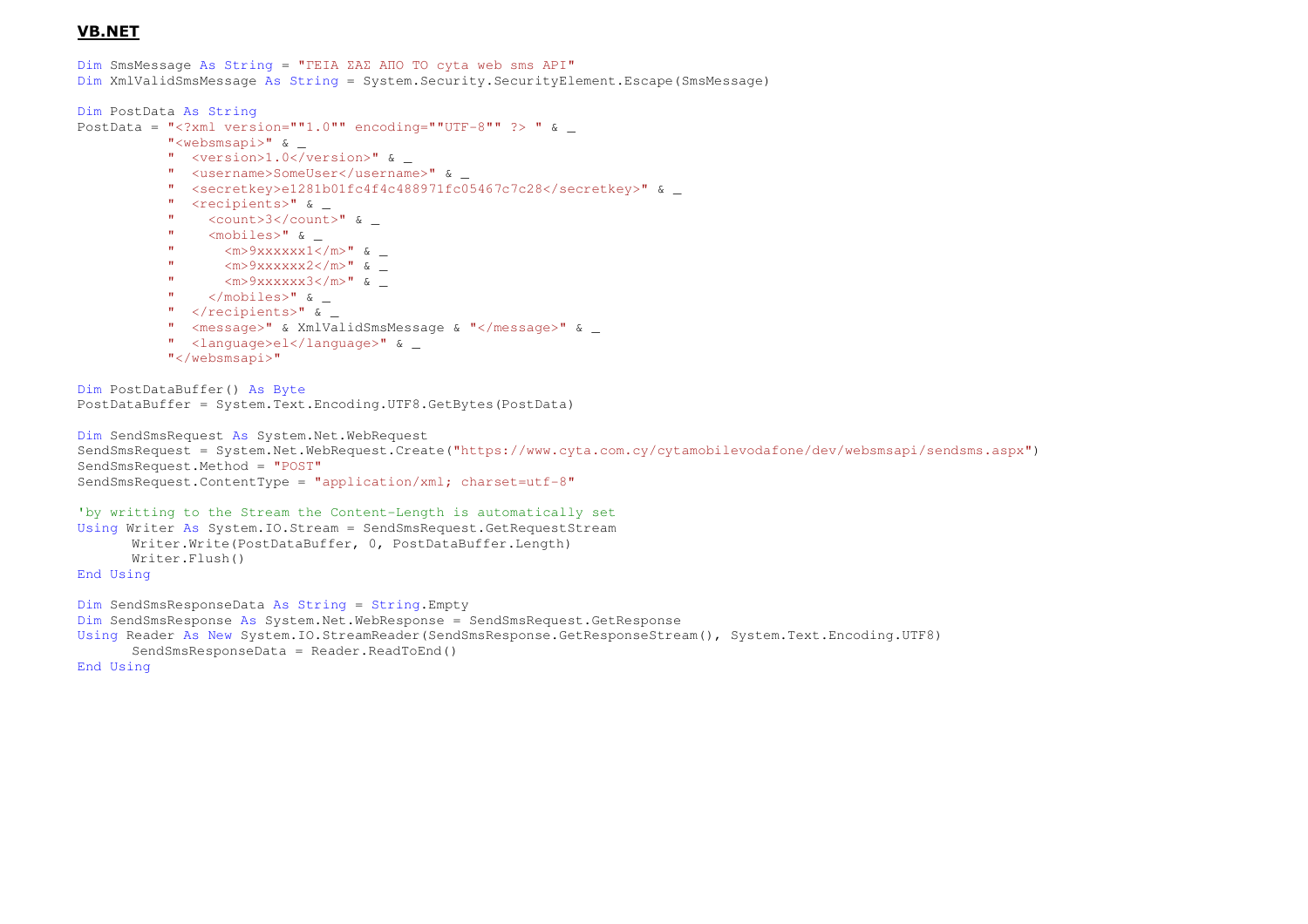**VB.NET**

```
Dim SmsMessage As String = "ΓΕΙΑ ΣΑΣ ΑΠΟ ΤΟ cyta web sms API"
Dim XmlValidSmsMessage As String = System.Security.SecurityElement.Escape(SmsMessage)

Dim PostData As String
PostData = "<?xml version=""1.0"" encoding=""UTF-8"" ?> " & _
           "<websmsapi>" & _
           "  <version>1.0</version>" & _
           "  <username>SomeUser</username>" & _
           "  <secretkey>e1281b01fc4f4c488971fc05467c7c28</secretkey>" & _
           "  <recipients>" & _
           "    <count>3</count>" & _
           "    <mobiles>" & _
           "      <m>9xxxxxx1</m>" & _
           "      <m>9xxxxxx2</m>" & _
           "      <m>9xxxxxx3</m>" & _
           "    </mobiles>" & _
           "  </recipients>" & _
           "  <message>" & XmlValidSmsMessage & "</message>" & _
           "  <language>el</language>" & _
           "</websmsapi>"

Dim PostDataBuffer() As Byte
PostDataBuffer = System.Text.Encoding.UTF8.GetBytes(PostData)

Dim SendSmsRequest As System.Net.WebRequest
SendSmsRequest = System.Net.WebRequest.Create("https://www.cyta.com.cy/cytamobilevodafone/dev/websmsapi/sendsms.aspx")
SendSmsRequest.Method = "POST"
SendSmsRequest.ContentType = "application/xml; charset=utf-8"

'by writting to the Stream the Content-Length is automatically set
Using Writer As System.IO.Stream = SendSmsRequest.GetRequestStream
       Writer.Write(PostDataBuffer, 0, PostDataBuffer.Length)
       Writer.Flush()
End Using

Dim SendSmsResponseData As String = String.Empty
Dim SendSmsResponse As System.Net.WebResponse = SendSmsRequest.GetResponse
Using Reader As New System.IO.StreamReader(SendSmsResponse.GetResponseStream(), System.Text.Encoding.UTF8)
       SendSmsResponseData = Reader.ReadToEnd()
End Using
```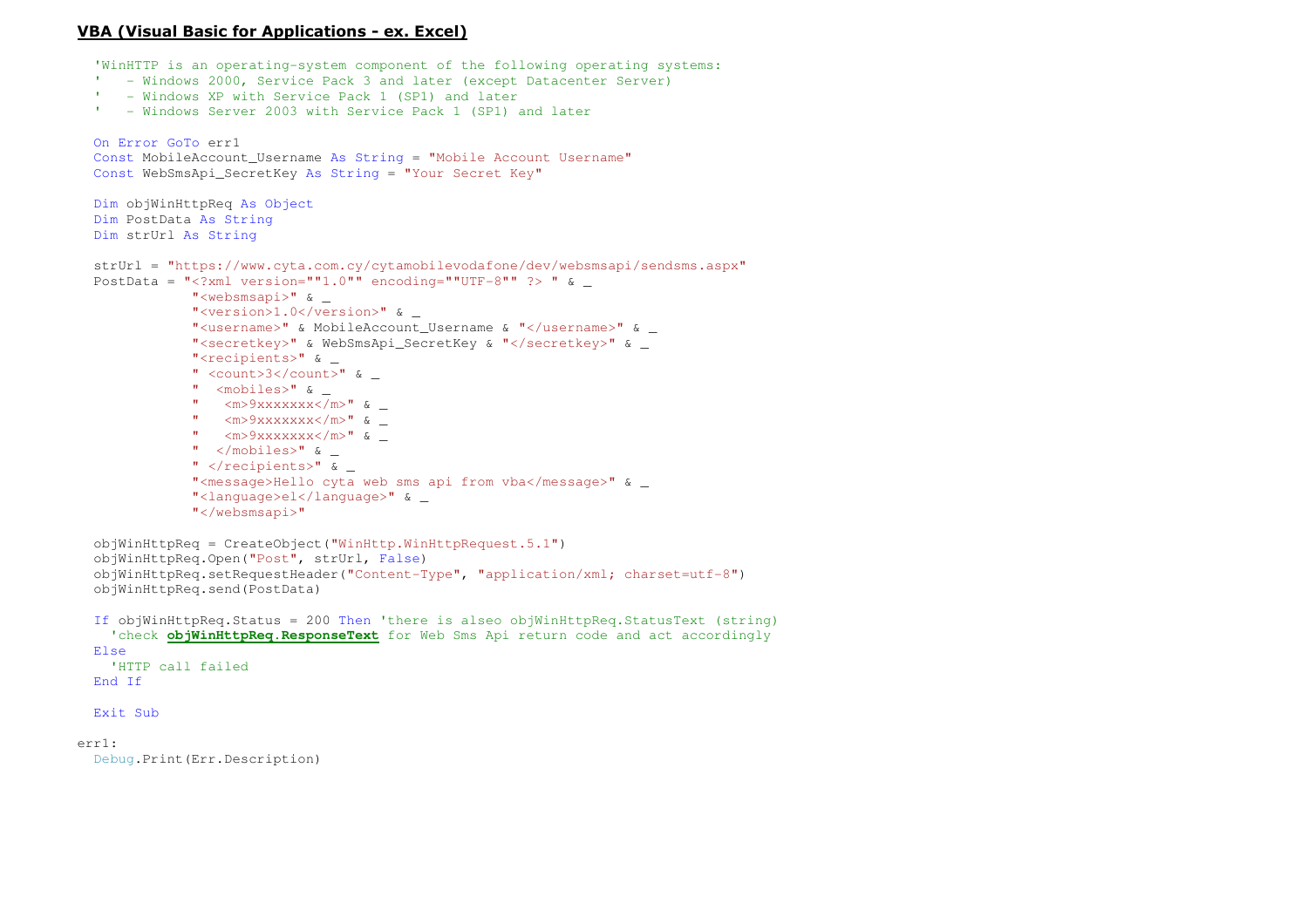**VBA (Visual Basic for Applications - ex. Excel)**

```vba
'WinHTTP is an operating-system component of the following operating systems:
'   - Windows 2000, Service Pack 3 and later (except Datacenter Server)
'   - Windows XP with Service Pack 1 (SP1) and later
'   - Windows Server 2003 with Service Pack 1 (SP1) and later

On Error GoTo err1
Const MobileAccount_Username As String = "Mobile Account Username"
Const WebSmsApi_SecretKey As String = "Your Secret Key"

Dim objWinHttpReq As Object
Dim PostData As String
Dim strUrl As String

strUrl = "https://www.cyta.com.cy/cytamobilevodafone/dev/websmsapi/sendsms.aspx"
PostData = "<?xml version=""1.0"" encoding=""UTF-8"" ?> " & _
           "<websmsapi>" & _
           "<version>1.0</version>" & _
           "<username>" & MobileAccount_Username & "</username>" & _
           "<secretkey>" & WebSmsApi_SecretKey & "</secretkey>" & _
           "<recipients>" & _
           " <count>3</count>" & _
           "  <mobiles>" & _
           "   <m>9xxxxxxx</m>" & _
           "   <m>9xxxxxxx</m>" & _
           "   <m>9xxxxxxx</m>" & _
           "  </mobiles>" & _
           " </recipients>" & _
           "<message>Hello cyta web sms api from vba</message>" & _
           "<language>el</language>" & _
           "</websmsapi>"

objWinHttpReq = CreateObject("WinHttp.WinHttpRequest.5.1")
objWinHttpReq.Open("Post", strUrl, False)
objWinHttpReq.setRequestHeader("Content-Type", "application/xml; charset=utf-8")
objWinHttpReq.send(PostData)

If objWinHttpReq.Status = 200 Then 'there is alseo objWinHttpReq.StatusText (string)
  'check objWinHttpReq.ResponseText for Web Sms Api return code and act accordingly
Else
  'HTTP call failed
End If

Exit Sub

err1:
  Debug.Print(Err.Description)
```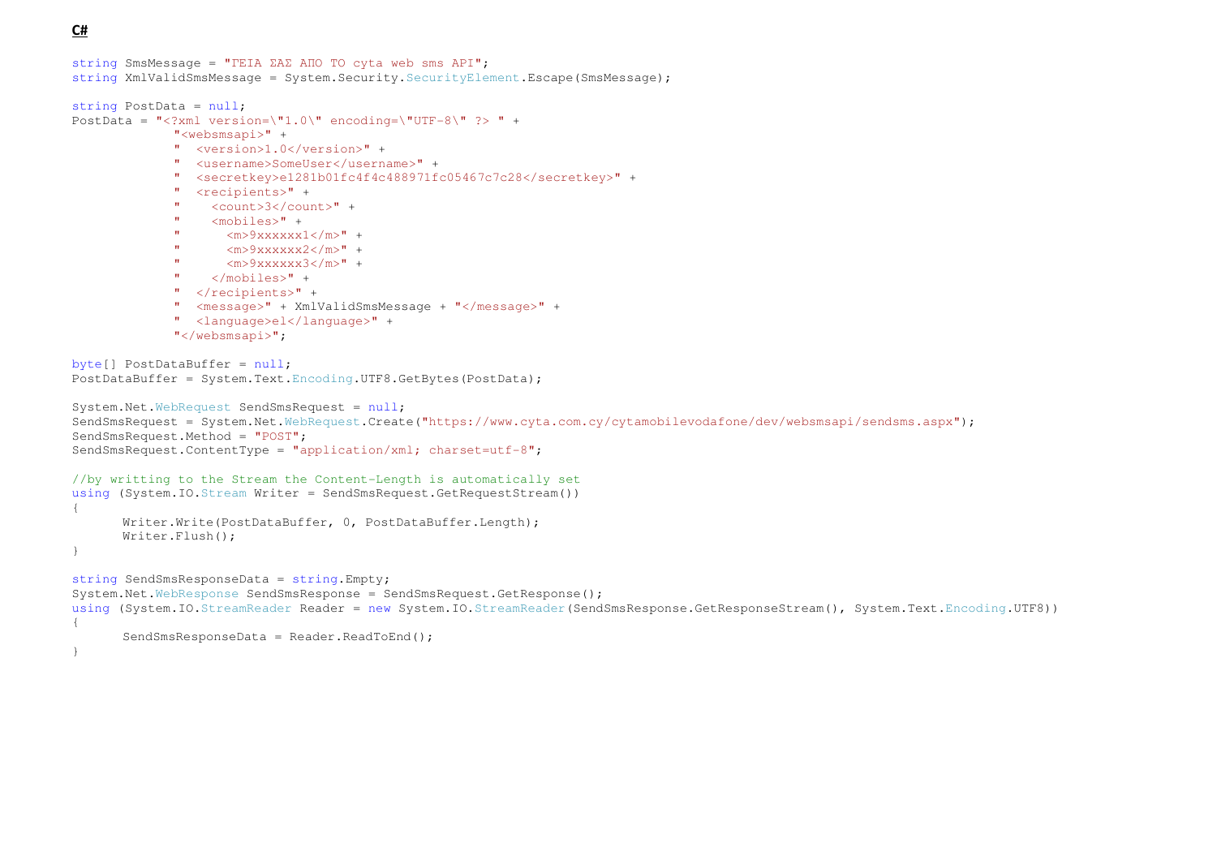**C#**

```
string SmsMessage = "ΓΕΙΑ ΣΑΣ ΑΠΟ ΤΟ cyta web sms API";
string XmlValidSmsMessage = System.Security.SecurityElement.Escape(SmsMessage);

string PostData = null;
PostData = "<?xml version=\"1.0\" encoding=\"UTF-8\" ?> " +
            "<websmsapi>" +
            "  <version>1.0</version>" +
            "  <username>SomeUser</username>" +
            "  <secretkey>e1281b01fc4f4c488971fc05467c7c28</secretkey>" +
            "  <recipients>" +
            "    <count>3</count>" +
            "    <mobiles>" +
            "      <m>9xxxxxx1</m>" +
            "      <m>9xxxxxx2</m>" +
            "      <m>9xxxxxx3</m>" +
            "    </mobiles>" +
            "  </recipients>" +
            "  <message>" + XmlValidSmsMessage + "</message>" +
            "  <language>el</language>" +
            "</websmsapi>";

byte[] PostDataBuffer = null;
PostDataBuffer = System.Text.Encoding.UTF8.GetBytes(PostData);

System.Net.WebRequest SendSmsRequest = null;
SendSmsRequest = System.Net.WebRequest.Create("https://www.cyta.com.cy/cytamobilevodafone/dev/websmsapi/sendsms.aspx");
SendSmsRequest.Method = "POST";
SendSmsRequest.ContentType = "application/xml; charset=utf-8";

//by writting to the Stream the Content-Length is automatically set
using (System.IO.Stream Writer = SendSmsRequest.GetRequestStream())
{
      Writer.Write(PostDataBuffer, 0, PostDataBuffer.Length);
      Writer.Flush();
}

string SendSmsResponseData = string.Empty;
System.Net.WebResponse SendSmsResponse = SendSmsRequest.GetResponse();
using (System.IO.StreamReader Reader = new System.IO.StreamReader(SendSmsResponse.GetResponseStream(), System.Text.Encoding.UTF8))
{
      SendSmsResponseData = Reader.ReadToEnd();
}
```